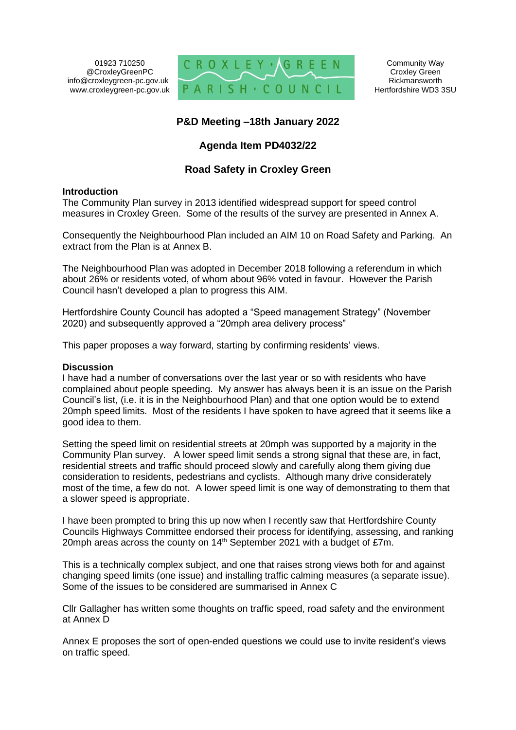01923 710250
@CroxleyGreenPC
info@croxleygreen-pc.gov.uk
www.croxleygreen-pc.gov.uk

CROXLEY • GREEN PARISH • COUNCIL

Community Way
Croxley Green
Rickmansworth
Hertfordshire WD3 3SU

## P&D Meeting –18th January 2022

## Agenda Item PD4032/22

## Road Safety in Croxley Green

### Introduction

The Community Plan survey in 2013 identified widespread support for speed control measures in Croxley Green. Some of the results of the survey are presented in Annex A.

Consequently the Neighbourhood Plan included an AIM 10 on Road Safety and Parking. An extract from the Plan is at Annex B.

The Neighbourhood Plan was adopted in December 2018 following a referendum in which about 26% or residents voted, of whom about 96% voted in favour. However the Parish Council hasn't developed a plan to progress this AIM.

Hertfordshire County Council has adopted a "Speed management Strategy" (November 2020) and subsequently approved a "20mph area delivery process"

This paper proposes a way forward, starting by confirming residents' views.

### Discussion

I have had a number of conversations over the last year or so with residents who have complained about people speeding. My answer has always been it is an issue on the Parish Council's list, (i.e. it is in the Neighbourhood Plan) and that one option would be to extend 20mph speed limits. Most of the residents I have spoken to have agreed that it seems like a good idea to them.

Setting the speed limit on residential streets at 20mph was supported by a majority in the Community Plan survey. A lower speed limit sends a strong signal that these are, in fact, residential streets and traffic should proceed slowly and carefully along them giving due consideration to residents, pedestrians and cyclists. Although many drive considerately most of the time, a few do not. A lower speed limit is one way of demonstrating to them that a slower speed is appropriate.

I have been prompted to bring this up now when I recently saw that Hertfordshire County Councils Highways Committee endorsed their process for identifying, assessing, and ranking 20mph areas across the county on 14th September 2021 with a budget of £7m.

This is a technically complex subject, and one that raises strong views both for and against changing speed limits (one issue) and installing traffic calming measures (a separate issue). Some of the issues to be considered are summarised in Annex C

Cllr Gallagher has written some thoughts on traffic speed, road safety and the environment at Annex D

Annex E proposes the sort of open-ended questions we could use to invite resident's views on traffic speed.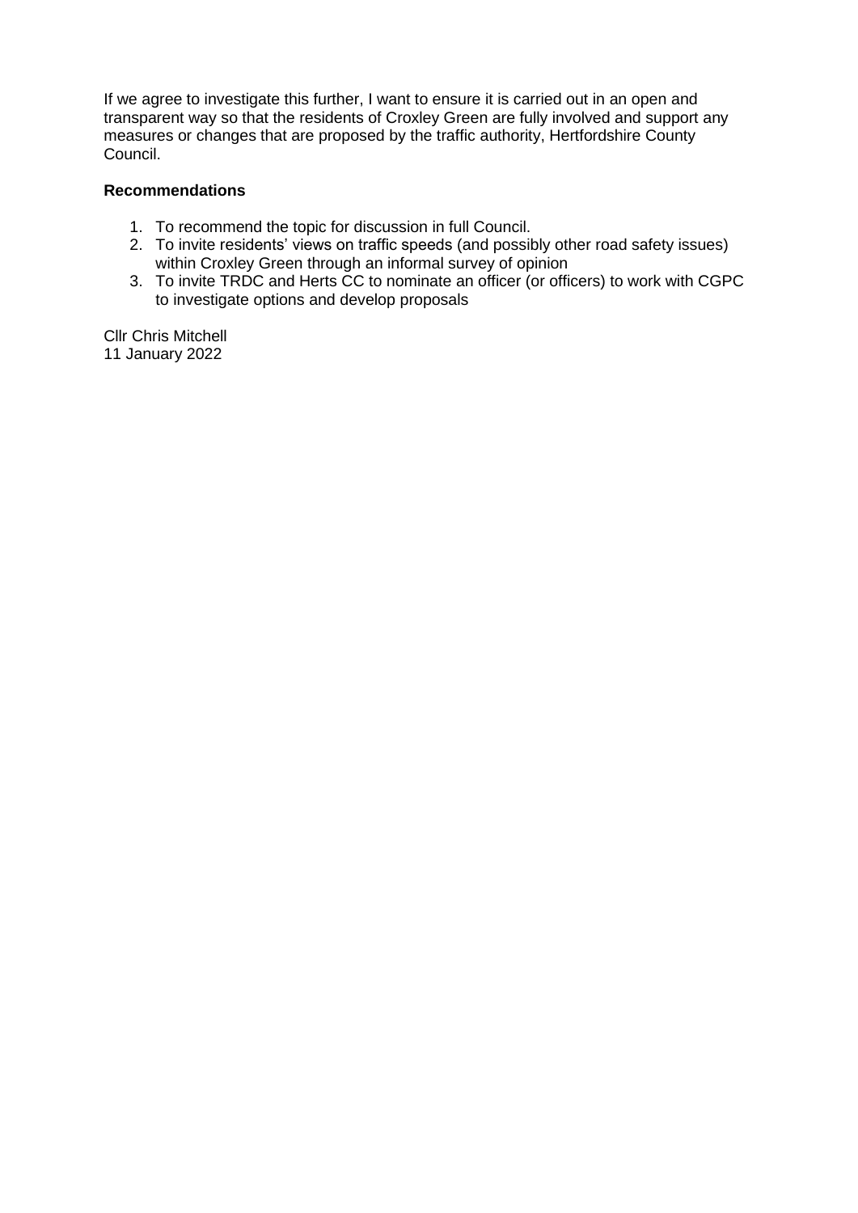If we agree to investigate this further, I want to ensure it is carried out in an open and transparent way so that the residents of Croxley Green are fully involved and support any measures or changes that are proposed by the traffic authority, Hertfordshire County Council.

**Recommendations**

1. To recommend the topic for discussion in full Council.
2. To invite residents' views on traffic speeds (and possibly other road safety issues) within Croxley Green through an informal survey of opinion
3. To invite TRDC and Herts CC to nominate an officer (or officers) to work with CGPC to investigate options and develop proposals

Cllr Chris Mitchell
11 January 2022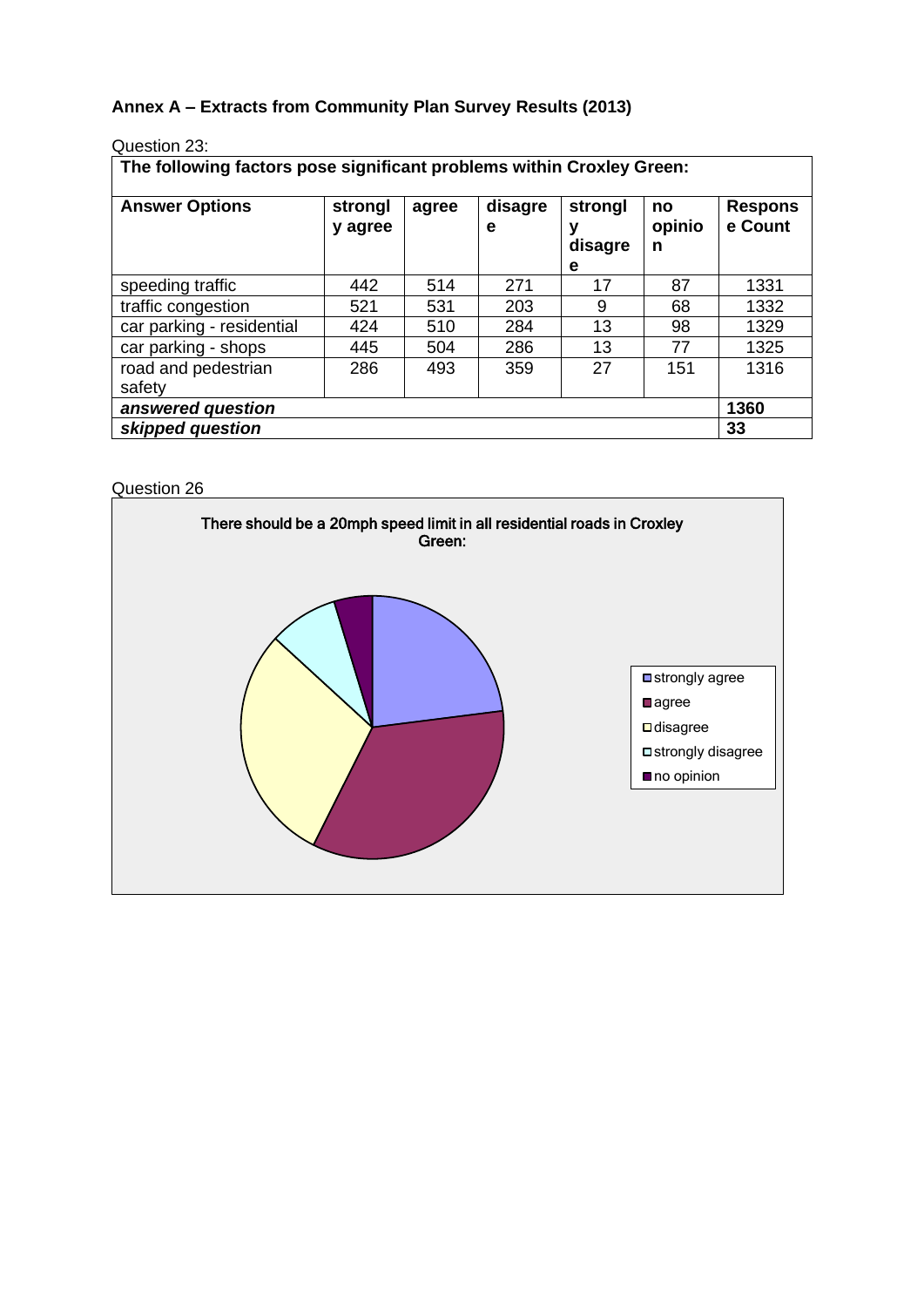**Annex A – Extracts from Community Plan Survey Results (2013)**

Question 23:

| The following factors pose significant problems within Croxley Green: | | | | | | |
|---|---|---|---|---|---|---|
| **Answer Options** | **strongly agree** | **agree** | **disagree** | **strongly disagree** | **no opinion** | **Response Count** |
| speeding traffic | 442 | 514 | 271 | 17 | 87 | 1331 |
| traffic congestion | 521 | 531 | 203 | 9 | 68 | 1332 |
| car parking - residential | 424 | 510 | 284 | 13 | 98 | 1329 |
| car parking - shops | 445 | 504 | 286 | 13 | 77 | 1325 |
| road and pedestrian safety | 286 | 493 | 359 | 27 | 151 | 1316 |
| ***answered question*** | | | | | | **1360** |
| ***skipped question*** | | | | | | **33** |

Question 26

There should be a 20mph speed limit in all residential roads in Croxley Green:

- strongly agree
- agree
- disagree
- strongly disagree
- no opinion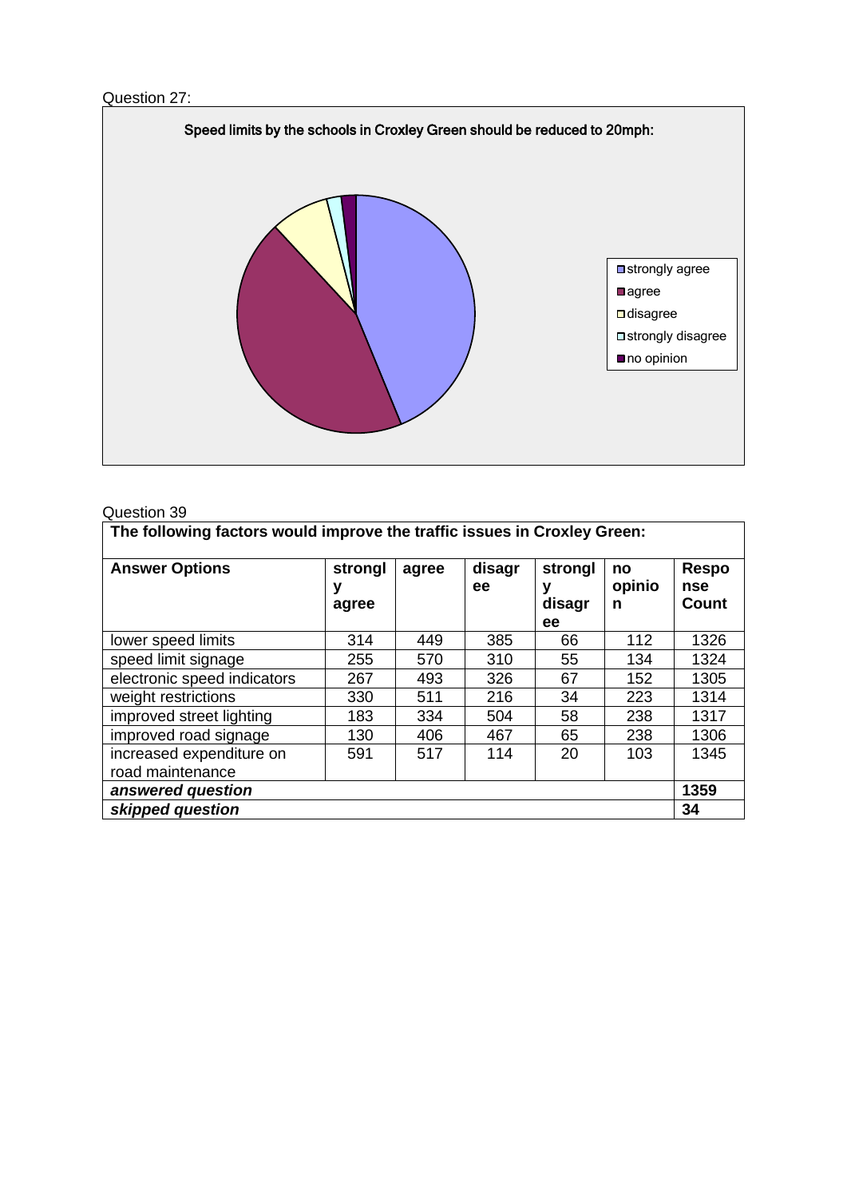Question 27:

Speed limits by the schools in Croxley Green should be reduced to 20mph:

- strongly agree
- agree
- disagree
- strongly disagree
- no opinion

Question 39

| The following factors would improve the traffic issues in Croxley Green: | | | | | | |
|---|---|---|---|---|---|---|
| **Answer Options** | **strongly agree** | **agree** | **disagree** | **strongly disagree** | **no opinion** | **Response Count** |
| lower speed limits | 314 | 449 | 385 | 66 | 112 | 1326 |
| speed limit signage | 255 | 570 | 310 | 55 | 134 | 1324 |
| electronic speed indicators | 267 | 493 | 326 | 67 | 152 | 1305 |
| weight restrictions | 330 | 511 | 216 | 34 | 223 | 1314 |
| improved street lighting | 183 | 334 | 504 | 58 | 238 | 1317 |
| improved road signage | 130 | 406 | 467 | 65 | 238 | 1306 |
| increased expenditure on road maintenance | 591 | 517 | 114 | 20 | 103 | 1345 |
| ***answered question*** | | | | | | **1359** |
| ***skipped question*** | | | | | | **34** |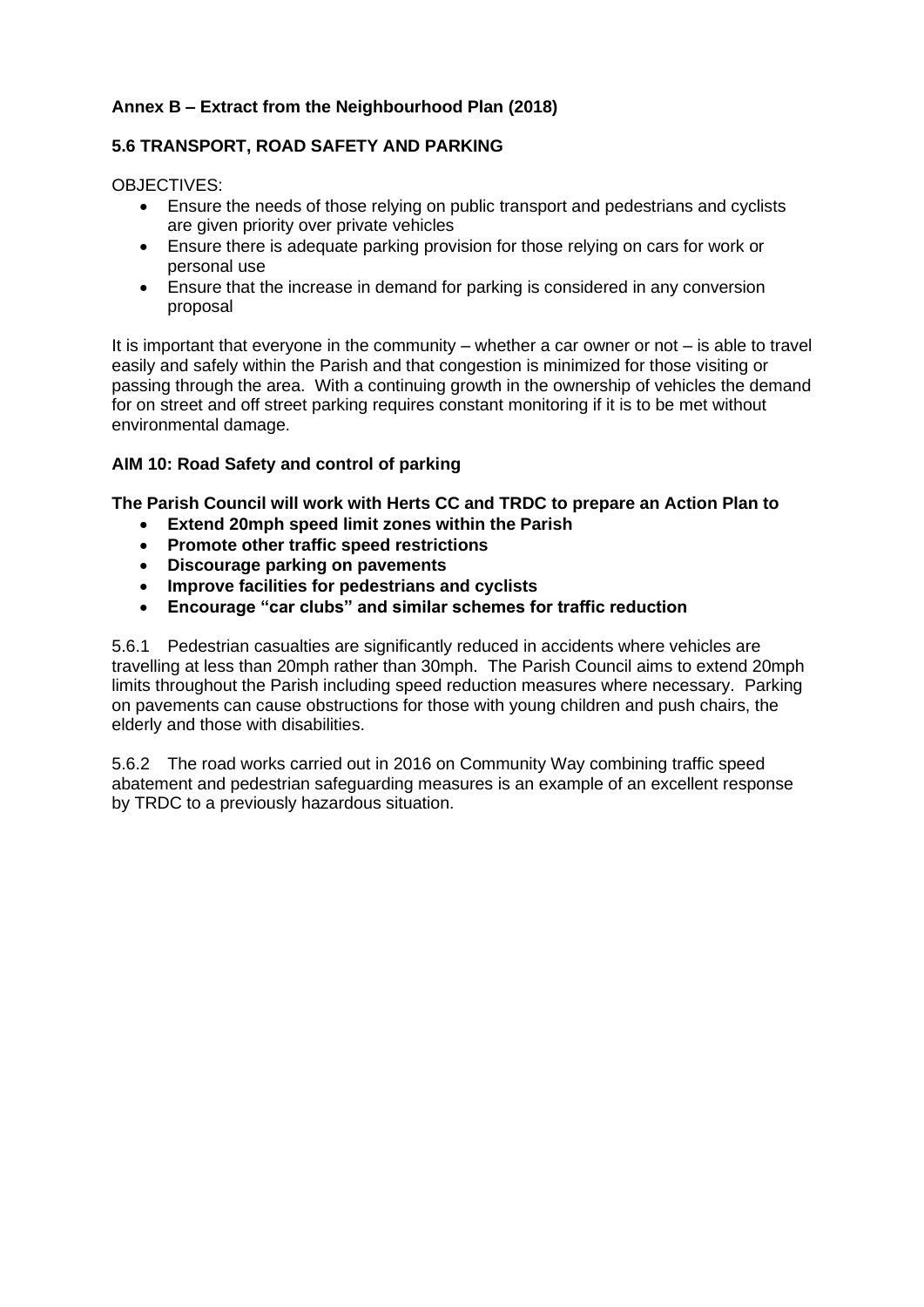**Annex B – Extract from the Neighbourhood Plan (2018)**

**5.6 TRANSPORT, ROAD SAFETY AND PARKING**

OBJECTIVES:

- Ensure the needs of those relying on public transport and pedestrians and cyclists are given priority over private vehicles
- Ensure there is adequate parking provision for those relying on cars for work or personal use
- Ensure that the increase in demand for parking is considered in any conversion proposal

It is important that everyone in the community – whether a car owner or not – is able to travel easily and safely within the Parish and that congestion is minimized for those visiting or passing through the area. With a continuing growth in the ownership of vehicles the demand for on street and off street parking requires constant monitoring if it is to be met without environmental damage.

**AIM 10: Road Safety and control of parking**

**The Parish Council will work with Herts CC and TRDC to prepare an Action Plan to**

- **Extend 20mph speed limit zones within the Parish**
- **Promote other traffic speed restrictions**
- **Discourage parking on pavements**
- **Improve facilities for pedestrians and cyclists**
- **Encourage "car clubs" and similar schemes for traffic reduction**

5.6.1 Pedestrian casualties are significantly reduced in accidents where vehicles are travelling at less than 20mph rather than 30mph. The Parish Council aims to extend 20mph limits throughout the Parish including speed reduction measures where necessary. Parking on pavements can cause obstructions for those with young children and push chairs, the elderly and those with disabilities.

5.6.2 The road works carried out in 2016 on Community Way combining traffic speed abatement and pedestrian safeguarding measures is an example of an excellent response by TRDC to a previously hazardous situation.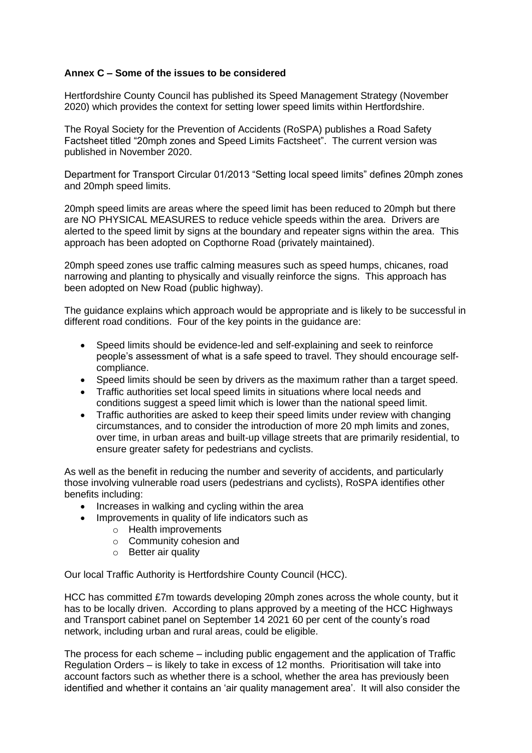**Annex C – Some of the issues to be considered**

Hertfordshire County Council has published its Speed Management Strategy (November 2020) which provides the context for setting lower speed limits within Hertfordshire.

The Royal Society for the Prevention of Accidents (RoSPA) publishes a Road Safety Factsheet titled "20mph zones and Speed Limits Factsheet". The current version was published in November 2020.

Department for Transport Circular 01/2013 "Setting local speed limits" defines 20mph zones and 20mph speed limits.

20mph speed limits are areas where the speed limit has been reduced to 20mph but there are NO PHYSICAL MEASURES to reduce vehicle speeds within the area. Drivers are alerted to the speed limit by signs at the boundary and repeater signs within the area. This approach has been adopted on Copthorne Road (privately maintained).

20mph speed zones use traffic calming measures such as speed humps, chicanes, road narrowing and planting to physically and visually reinforce the signs. This approach has been adopted on New Road (public highway).

The guidance explains which approach would be appropriate and is likely to be successful in different road conditions. Four of the key points in the guidance are:

- Speed limits should be evidence-led and self-explaining and seek to reinforce people's assessment of what is a safe speed to travel. They should encourage self-compliance.
- Speed limits should be seen by drivers as the maximum rather than a target speed.
- Traffic authorities set local speed limits in situations where local needs and conditions suggest a speed limit which is lower than the national speed limit.
- Traffic authorities are asked to keep their speed limits under review with changing circumstances, and to consider the introduction of more 20 mph limits and zones, over time, in urban areas and built-up village streets that are primarily residential, to ensure greater safety for pedestrians and cyclists.

As well as the benefit in reducing the number and severity of accidents, and particularly those involving vulnerable road users (pedestrians and cyclists), RoSPA identifies other benefits including:

- Increases in walking and cycling within the area
- Improvements in quality of life indicators such as
  - Health improvements
  - Community cohesion and
  - Better air quality

Our local Traffic Authority is Hertfordshire County Council (HCC).

HCC has committed £7m towards developing 20mph zones across the whole county, but it has to be locally driven. According to plans approved by a meeting of the HCC Highways and Transport cabinet panel on September 14 2021 60 per cent of the county's road network, including urban and rural areas, could be eligible.

The process for each scheme – including public engagement and the application of Traffic Regulation Orders – is likely to take in excess of 12 months. Prioritisation will take into account factors such as whether there is a school, whether the area has previously been identified and whether it contains an 'air quality management area'. It will also consider the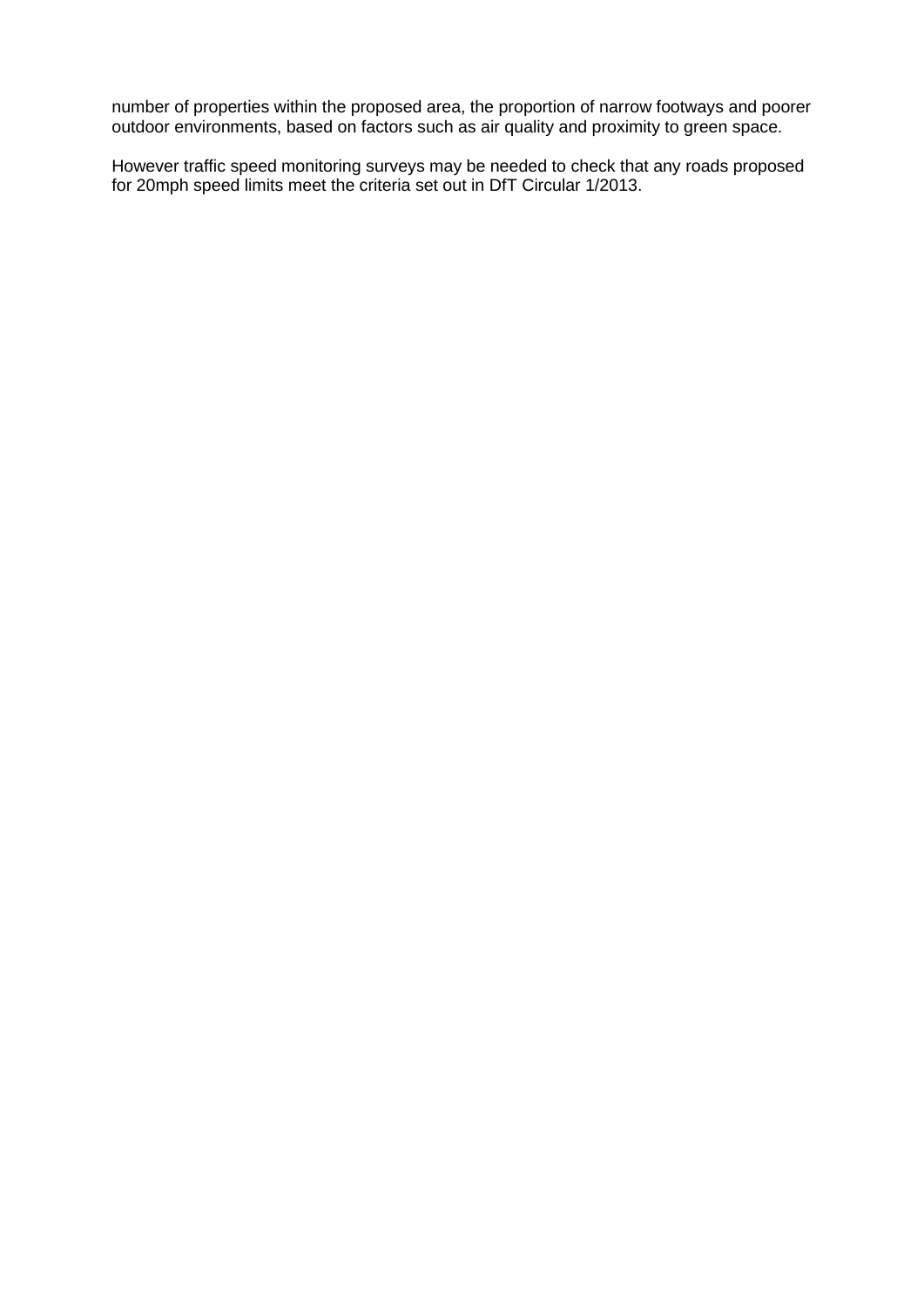number of properties within the proposed area, the proportion of narrow footways and poorer outdoor environments, based on factors such as air quality and proximity to green space.

However traffic speed monitoring surveys may be needed to check that any roads proposed for 20mph speed limits meet the criteria set out in DfT Circular 1/2013.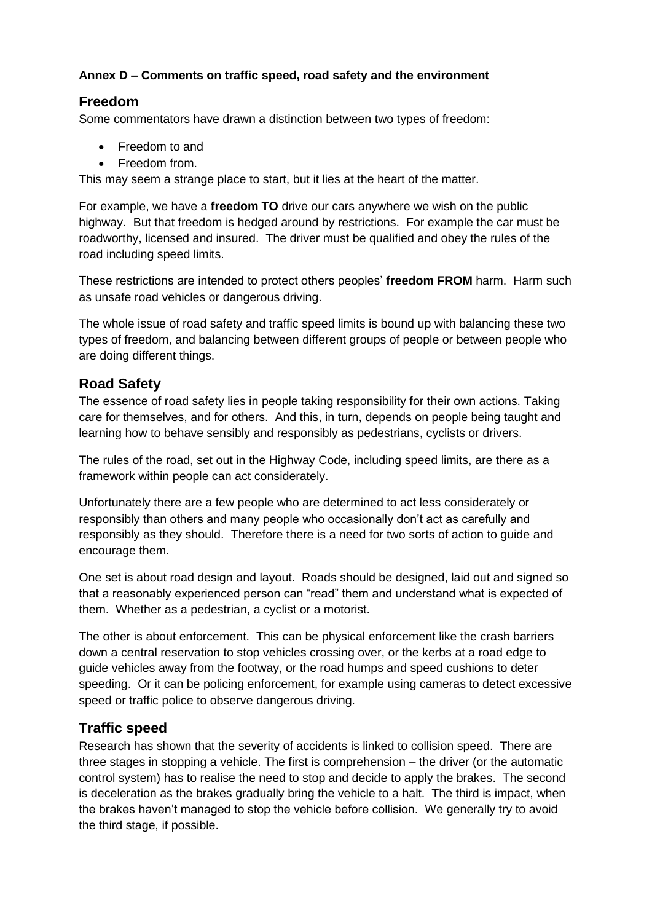**Annex D – Comments on traffic speed, road safety and the environment**

## Freedom

Some commentators have drawn a distinction between two types of freedom:

- Freedom to and
- Freedom from.

This may seem a strange place to start, but it lies at the heart of the matter.

For example, we have a **freedom TO** drive our cars anywhere we wish on the public highway. But that freedom is hedged around by restrictions. For example the car must be roadworthy, licensed and insured. The driver must be qualified and obey the rules of the road including speed limits.

These restrictions are intended to protect others peoples' **freedom FROM** harm. Harm such as unsafe road vehicles or dangerous driving.

The whole issue of road safety and traffic speed limits is bound up with balancing these two types of freedom, and balancing between different groups of people or between people who are doing different things.

## Road Safety

The essence of road safety lies in people taking responsibility for their own actions. Taking care for themselves, and for others. And this, in turn, depends on people being taught and learning how to behave sensibly and responsibly as pedestrians, cyclists or drivers.

The rules of the road, set out in the Highway Code, including speed limits, are there as a framework within people can act considerately.

Unfortunately there are a few people who are determined to act less considerately or responsibly than others and many people who occasionally don't act as carefully and responsibly as they should. Therefore there is a need for two sorts of action to guide and encourage them.

One set is about road design and layout. Roads should be designed, laid out and signed so that a reasonably experienced person can "read" them and understand what is expected of them. Whether as a pedestrian, a cyclist or a motorist.

The other is about enforcement. This can be physical enforcement like the crash barriers down a central reservation to stop vehicles crossing over, or the kerbs at a road edge to guide vehicles away from the footway, or the road humps and speed cushions to deter speeding. Or it can be policing enforcement, for example using cameras to detect excessive speed or traffic police to observe dangerous driving.

## Traffic speed

Research has shown that the severity of accidents is linked to collision speed. There are three stages in stopping a vehicle. The first is comprehension – the driver (or the automatic control system) has to realise the need to stop and decide to apply the brakes. The second is deceleration as the brakes gradually bring the vehicle to a halt. The third is impact, when the brakes haven't managed to stop the vehicle before collision. We generally try to avoid the third stage, if possible.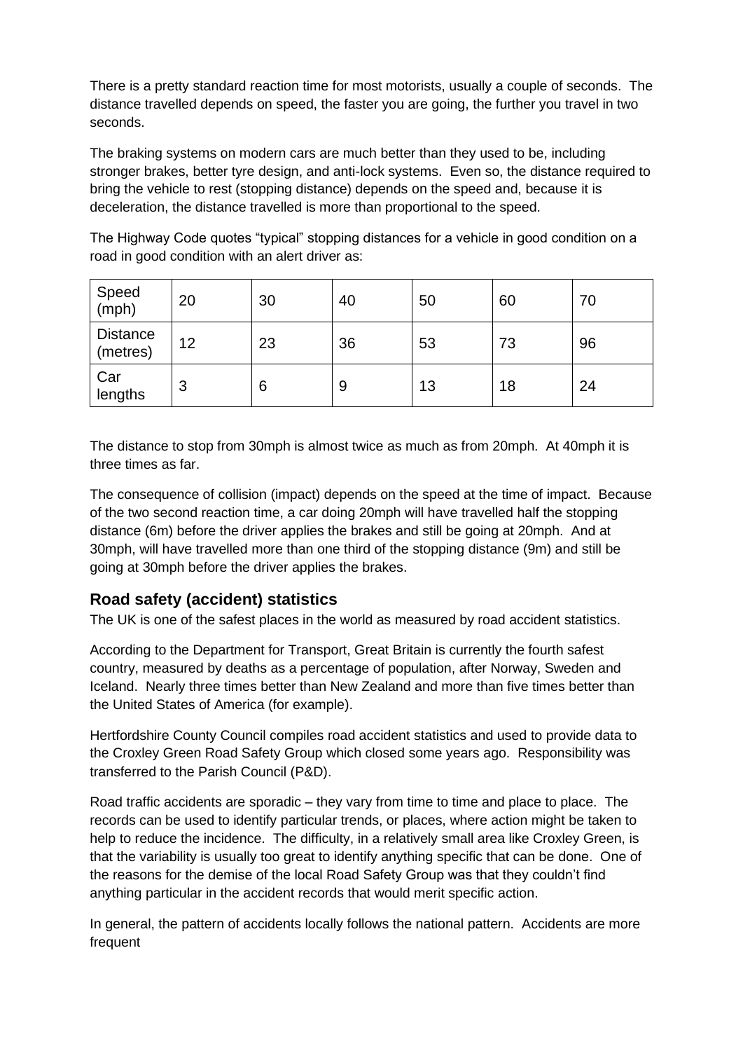There is a pretty standard reaction time for most motorists, usually a couple of seconds. The distance travelled depends on speed, the faster you are going, the further you travel in two seconds.

The braking systems on modern cars are much better than they used to be, including stronger brakes, better tyre design, and anti-lock systems. Even so, the distance required to bring the vehicle to rest (stopping distance) depends on the speed and, because it is deceleration, the distance travelled is more than proportional to the speed.

The Highway Code quotes "typical" stopping distances for a vehicle in good condition on a road in good condition with an alert driver as:

| Speed (mph) | 20 | 30 | 40 | 50 | 60 | 70 |
|---|---|---|---|---|---|---|
| Distance (metres) | 12 | 23 | 36 | 53 | 73 | 96 |
| Car lengths | 3 | 6 | 9 | 13 | 18 | 24 |

The distance to stop from 30mph is almost twice as much as from 20mph. At 40mph it is three times as far.

The consequence of collision (impact) depends on the speed at the time of impact. Because of the two second reaction time, a car doing 20mph will have travelled half the stopping distance (6m) before the driver applies the brakes and still be going at 20mph. And at 30mph, will have travelled more than one third of the stopping distance (9m) and still be going at 30mph before the driver applies the brakes.

## Road safety (accident) statistics

The UK is one of the safest places in the world as measured by road accident statistics.

According to the Department for Transport, Great Britain is currently the fourth safest country, measured by deaths as a percentage of population, after Norway, Sweden and Iceland. Nearly three times better than New Zealand and more than five times better than the United States of America (for example).

Hertfordshire County Council compiles road accident statistics and used to provide data to the Croxley Green Road Safety Group which closed some years ago. Responsibility was transferred to the Parish Council (P&D).

Road traffic accidents are sporadic – they vary from time to time and place to place. The records can be used to identify particular trends, or places, where action might be taken to help to reduce the incidence. The difficulty, in a relatively small area like Croxley Green, is that the variability is usually too great to identify anything specific that can be done. One of the reasons for the demise of the local Road Safety Group was that they couldn't find anything particular in the accident records that would merit specific action.

In general, the pattern of accidents locally follows the national pattern. Accidents are more frequent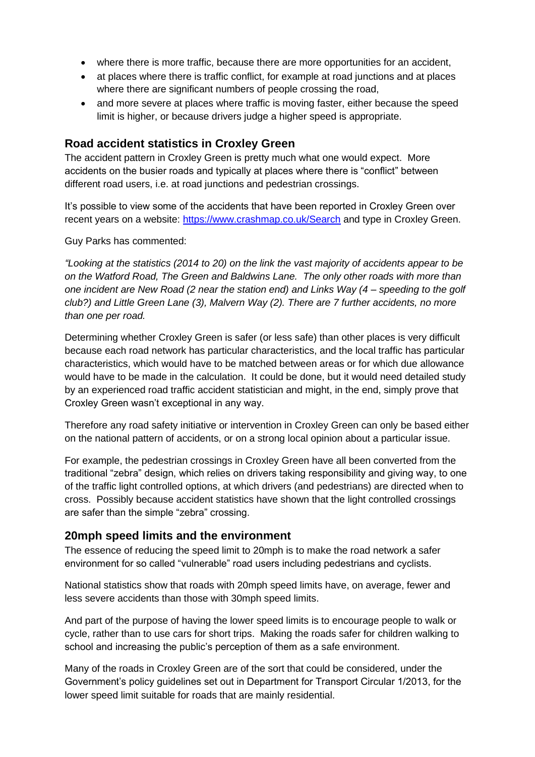- where there is more traffic, because there are more opportunities for an accident,
- at places where there is traffic conflict, for example at road junctions and at places where there are significant numbers of people crossing the road,
- and more severe at places where traffic is moving faster, either because the speed limit is higher, or because drivers judge a higher speed is appropriate.

## Road accident statistics in Croxley Green

The accident pattern in Croxley Green is pretty much what one would expect. More accidents on the busier roads and typically at places where there is "conflict" between different road users, i.e. at road junctions and pedestrian crossings.

It's possible to view some of the accidents that have been reported in Croxley Green over recent years on a website: [https://www.crashmap.co.uk/Search](https://www.crashmap.co.uk/Search) and type in Croxley Green.

Guy Parks has commented:

*"Looking at the statistics (2014 to 20) on the link the vast majority of accidents appear to be on the Watford Road, The Green and Baldwins Lane. The only other roads with more than one incident are New Road (2 near the station end) and Links Way (4 – speeding to the golf club?) and Little Green Lane (3), Malvern Way (2). There are 7 further accidents, no more than one per road.*

Determining whether Croxley Green is safer (or less safe) than other places is very difficult because each road network has particular characteristics, and the local traffic has particular characteristics, which would have to be matched between areas or for which due allowance would have to be made in the calculation. It could be done, but it would need detailed study by an experienced road traffic accident statistician and might, in the end, simply prove that Croxley Green wasn't exceptional in any way.

Therefore any road safety initiative or intervention in Croxley Green can only be based either on the national pattern of accidents, or on a strong local opinion about a particular issue.

For example, the pedestrian crossings in Croxley Green have all been converted from the traditional "zebra" design, which relies on drivers taking responsibility and giving way, to one of the traffic light controlled options, at which drivers (and pedestrians) are directed when to cross. Possibly because accident statistics have shown that the light controlled crossings are safer than the simple "zebra" crossing.

## 20mph speed limits and the environment

The essence of reducing the speed limit to 20mph is to make the road network a safer environment for so called "vulnerable" road users including pedestrians and cyclists.

National statistics show that roads with 20mph speed limits have, on average, fewer and less severe accidents than those with 30mph speed limits.

And part of the purpose of having the lower speed limits is to encourage people to walk or cycle, rather than to use cars for short trips. Making the roads safer for children walking to school and increasing the public's perception of them as a safe environment.

Many of the roads in Croxley Green are of the sort that could be considered, under the Government's policy guidelines set out in Department for Transport Circular 1/2013, for the lower speed limit suitable for roads that are mainly residential.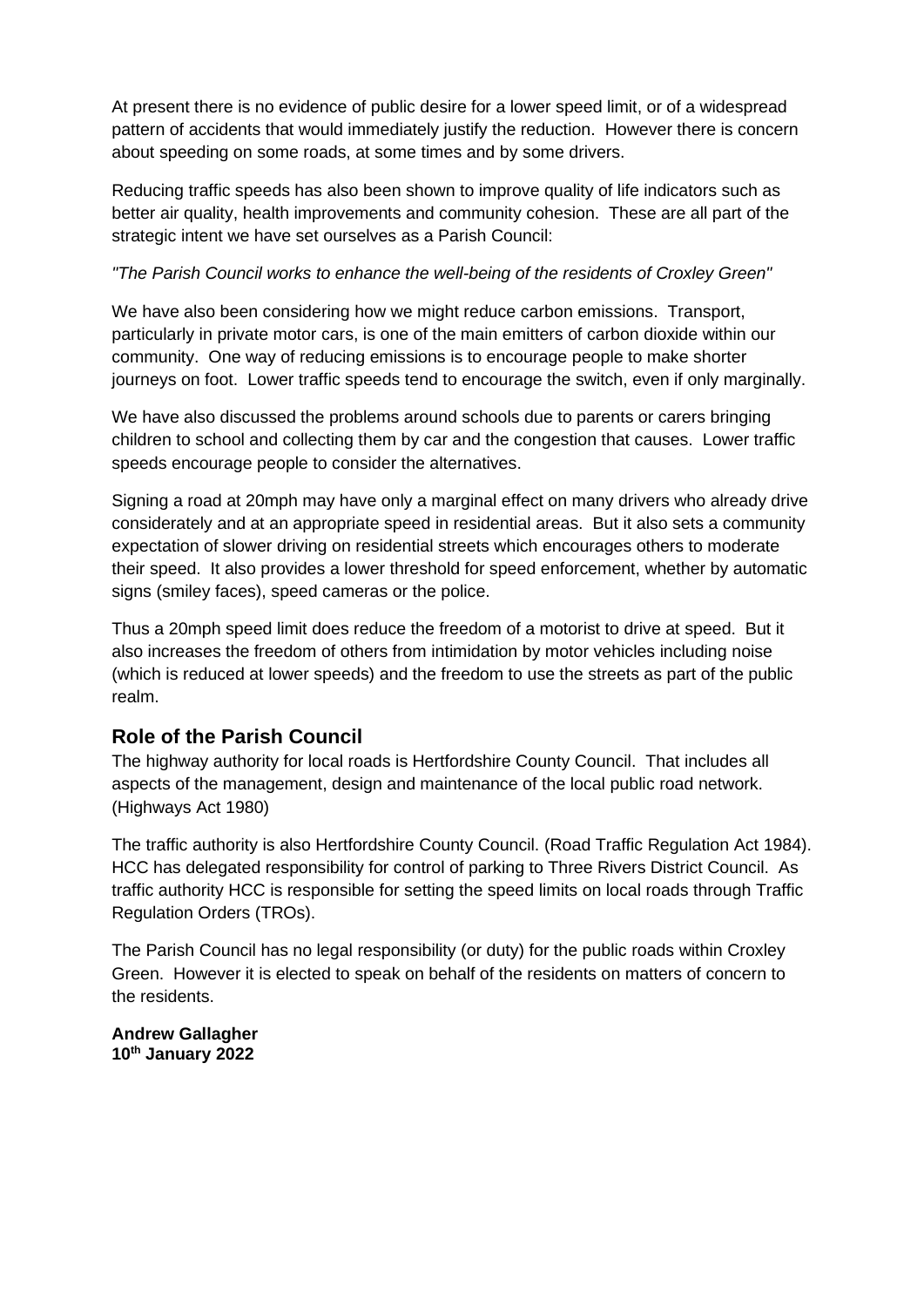At present there is no evidence of public desire for a lower speed limit, or of a widespread pattern of accidents that would immediately justify the reduction. However there is concern about speeding on some roads, at some times and by some drivers.

Reducing traffic speeds has also been shown to improve quality of life indicators such as better air quality, health improvements and community cohesion. These are all part of the strategic intent we have set ourselves as a Parish Council:

*"The Parish Council works to enhance the well-being of the residents of Croxley Green"*

We have also been considering how we might reduce carbon emissions. Transport, particularly in private motor cars, is one of the main emitters of carbon dioxide within our community. One way of reducing emissions is to encourage people to make shorter journeys on foot. Lower traffic speeds tend to encourage the switch, even if only marginally.

We have also discussed the problems around schools due to parents or carers bringing children to school and collecting them by car and the congestion that causes. Lower traffic speeds encourage people to consider the alternatives.

Signing a road at 20mph may have only a marginal effect on many drivers who already drive considerately and at an appropriate speed in residential areas. But it also sets a community expectation of slower driving on residential streets which encourages others to moderate their speed. It also provides a lower threshold for speed enforcement, whether by automatic signs (smiley faces), speed cameras or the police.

Thus a 20mph speed limit does reduce the freedom of a motorist to drive at speed. But it also increases the freedom of others from intimidation by motor vehicles including noise (which is reduced at lower speeds) and the freedom to use the streets as part of the public realm.

## Role of the Parish Council

The highway authority for local roads is Hertfordshire County Council. That includes all aspects of the management, design and maintenance of the local public road network. (Highways Act 1980)

The traffic authority is also Hertfordshire County Council. (Road Traffic Regulation Act 1984). HCC has delegated responsibility for control of parking to Three Rivers District Council. As traffic authority HCC is responsible for setting the speed limits on local roads through Traffic Regulation Orders (TROs).

The Parish Council has no legal responsibility (or duty) for the public roads within Croxley Green. However it is elected to speak on behalf of the residents on matters of concern to the residents.

**Andrew Gallagher**
**10th January 2022**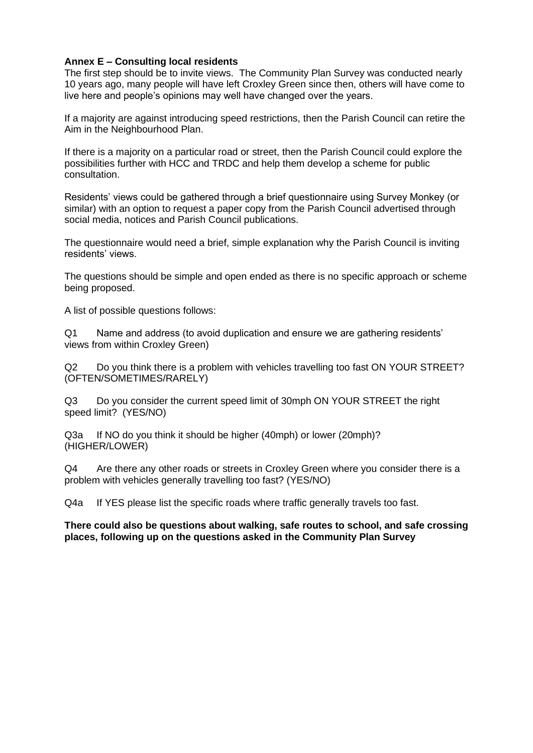**Annex E – Consulting local residents**

The first step should be to invite views. The Community Plan Survey was conducted nearly 10 years ago, many people will have left Croxley Green since then, others will have come to live here and people's opinions may well have changed over the years.

If a majority are against introducing speed restrictions, then the Parish Council can retire the Aim in the Neighbourhood Plan.

If there is a majority on a particular road or street, then the Parish Council could explore the possibilities further with HCC and TRDC and help them develop a scheme for public consultation.

Residents' views could be gathered through a brief questionnaire using Survey Monkey (or similar) with an option to request a paper copy from the Parish Council advertised through social media, notices and Parish Council publications.

The questionnaire would need a brief, simple explanation why the Parish Council is inviting residents' views.

The questions should be simple and open ended as there is no specific approach or scheme being proposed.

A list of possible questions follows:

Q1 Name and address (to avoid duplication and ensure we are gathering residents' views from within Croxley Green)

Q2 Do you think there is a problem with vehicles travelling too fast ON YOUR STREET? (OFTEN/SOMETIMES/RARELY)

Q3 Do you consider the current speed limit of 30mph ON YOUR STREET the right speed limit? (YES/NO)

Q3a If NO do you think it should be higher (40mph) or lower (20mph)? (HIGHER/LOWER)

Q4 Are there any other roads or streets in Croxley Green where you consider there is a problem with vehicles generally travelling too fast? (YES/NO)

Q4a If YES please list the specific roads where traffic generally travels too fast.

**There could also be questions about walking, safe routes to school, and safe crossing places, following up on the questions asked in the Community Plan Survey**